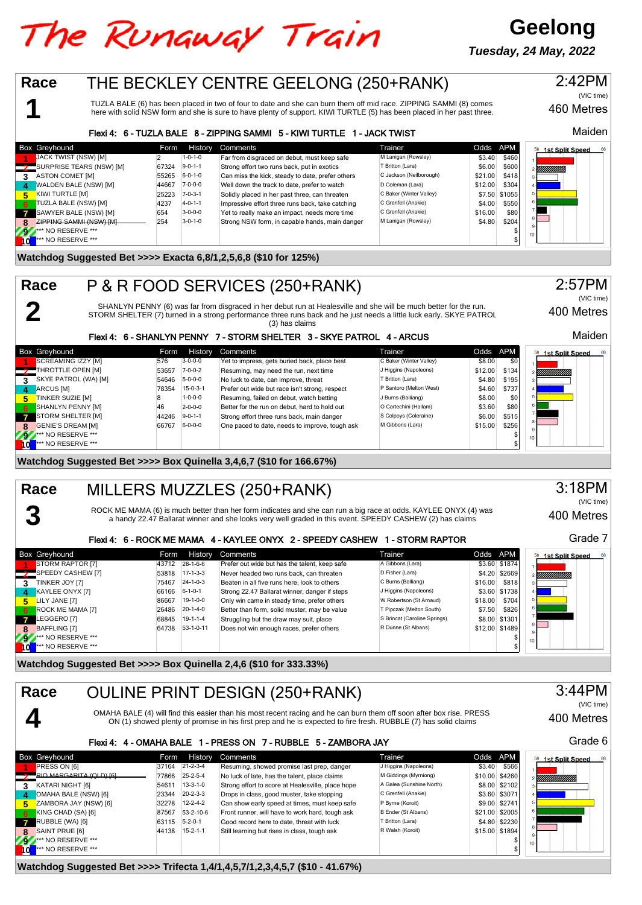# The Runaway Train

**Geelong**

*Tuesday, 24 May, 2022*

## Race 1 — THE BECKLEY CENTRE GEELONG (250+RANK)

2:42PM (VIC time) — 460 Metres — Maiden

TUZLA BALE (6) has been placed in two of four to date and she can burn them off mid race. ZIPPING SAMMI (8) comes here with solid NSW form and she is sure to have plenty of support. KIWI TURTLE (5) has been placed in her past three.

**Flexi 4: 6 - TUZLA BALE 8 - ZIPPING SAMMI 5 - KIWI TURTLE 1 - JACK TWIST**

| Box | Greyhound | Form | History | Comments | Trainer | Odds | APM |
|---|---|---|---|---|---|---|---|
| 1 | JACK TWIST (NSW) [M] | 2 | 1-0-1-0 | Far from disgraced on debut, must keep safe | M Lanigan (Rowsley) | $3.40 | $460 |
| 2 | SURPRISE TEARS (NSW) [M] | 67324 | 9-0-1-1 | Strong effort two runs back, put in exotics | T Britton (Lara) | $6.00 | $600 |
| 3 | ASTON COMET [M] | 55265 | 6-0-1-0 | Can miss the kick, steady to date, prefer others | C Jackson (Neilborough) | $21.00 | $418 |
| 4 | WALDEN BALE (NSW) [M] | 44667 | 7-0-0-0 | Well down the track to date, prefer to watch | D Coleman (Lara) | $12.00 | $304 |
| 5 | KIWI TURTLE [M] | 25223 | 7-0-3-1 | Solidly placed in her past three, can threaten | C Baker (Winter Valley) | $7.50 | $1055 |
| 6 | TUZLA BALE (NSW) [M] | 4237 | 4-0-1-1 | Impressive effort three runs back, take catching | C Grenfell (Anakie) | $4.00 | $550 |
| 7 | SAWYER BALE (NSW) [M] | 654 | 3-0-0-0 | Yet to really make an impact, needs more time | C Grenfell (Anakie) | $16.00 | $80 |
| 8 | ZIPPING SAMMI (NSW) [M] | 254 | 3-0-1-0 | Strong NSW form, in capable hands, main danger | M Lanigan (Rowsley) | $4.80 | $204 |
| 9 | *** NO RESERVE *** | | | | | | $ |
| 10 | *** NO RESERVE *** | | | | | | $ |

**Watchdog Suggested Bet >>>> Exacta 6,8/1,2,5,6,8 ($10 for 125%)**

## Race 2 — P & R FOOD SERVICES (250+RANK)

2:57PM (VIC time) — 400 Metres — Maiden

SHANLYN PENNY (6) was far from disgraced in her debut run at Healesville and she will be much better for the run. STORM SHELTER (7) turned in a strong performance three runs back and he just needs a little luck early. SKYE PATROL (3) has claims

**Flexi 4: 6 - SHANLYN PENNY 7 - STORM SHELTER 3 - SKYE PATROL 4 - ARCUS**

| Box | Greyhound | Form | History | Comments | Trainer | Odds | APM |
|---|---|---|---|---|---|---|---|
| 1 | SCREAMING IZZY [M] | 576 | 3-0-0-0 | Yet to impress, gets buried back, place best | C Baker (Winter Valley) | $8.00 | $0 |
| 2 | THROTTLE OPEN [M] | 53657 | 7-0-0-2 | Resuming, may need the run, next time | J Higgins (Napoleons) | $12.00 | $134 |
| 3 | SKYE PATROL (WA) [M] | 54646 | 5-0-0-0 | No luck to date, can improve, threat | T Britton (Lara) | $4.80 | $195 |
| 4 | ARCUS [M] | 78354 | 15-0-3-1 | Prefer out wide but race isn't strong, respect | P Santoro (Melton West) | $4.60 | $737 |
| 5 | TINKER SUZIE [M] | 8 | 1-0-0-0 | Resuming, failed on debut, watch betting | J Burns (Balliang) | $8.00 | $0 |
| 6 | SHANLYN PENNY [M] | 46 | 2-0-0-0 | Better for the run on debut, hard to hold out | O Cartechini (Hallam) | $3.60 | $80 |
| 7 | STORM SHELTER [M] | 44246 | 9-0-1-1 | Strong effort three runs back, main danger | S Colpoys (Coleraine) | $6.00 | $515 |
| 8 | GENIE'S DREAM [M] | 66767 | 6-0-0-0 | One paced to date, needs to improve, tough ask | M Gibbons (Lara) | $15.00 | $256 |
| 9 | *** NO RESERVE *** | | | | | | $ |
| 10 | *** NO RESERVE *** | | | | | | $ |

**Watchdog Suggested Bet >>>> Box Quinella 3,4,6,7 ($10 for 166.67%)**

## Race 3 — MILLERS MUZZLES (250+RANK)

3:18PM (VIC time) — 400 Metres — Grade 7

ROCK ME MAMA (6) is much better than her form indicates and she can run a big race at odds. KAYLEE ONYX (4) was a handy 22.47 Ballarat winner and she looks very well graded in this event. SPEEDY CASHEW (2) has claims

**Flexi 4: 6 - ROCK ME MAMA 4 - KAYLEE ONYX 2 - SPEEDY CASHEW 1 - STORM RAPTOR**

| Box | Greyhound | Form | History | Comments | Trainer | Odds | APM |
|---|---|---|---|---|---|---|---|
| 1 | STORM RAPTOR [7] | 43712 | 28-1-6-6 | Prefer out wide but has the talent, keep safe | A Gibbons (Lara) | $3.60 | $1874 |
| 2 | SPEEDY CASHEW [7] | 53818 | 17-1-3-3 | Never headed two runs back, can threaten | D Fisher (Lara) | $4.20 | $2669 |
| 3 | TINKER JOY [7] | 75467 | 24-1-0-3 | Beaten in all five runs here, look to others | C Burns (Balliang) | $16.00 | $818 |
| 4 | KAYLEE ONYX [7] | 66166 | 6-1-0-1 | Strong 22.47 Ballarat winner, danger if steps | J Higgins (Napoleons) | $3.60 | $1738 |
| 5 | LILY JANE [7] | 86667 | 19-1-0-0 | Only win came in steady time, prefer others | W Robertson (St Arnaud) | $18.00 | $704 |
| 6 | ROCK ME MAMA [7] | 26486 | 20-1-4-0 | Better than form, solid muster, may be value | T Pipczak (Melton South) | $7.50 | $826 |
| 7 | LEGGERO [7] | 68845 | 19-1-1-4 | Struggling but the draw may suit, place | S Brincat (Caroline Springs) | $8.00 | $1301 |
| 8 | BAFFLING [7] | 64738 | 53-1-0-11 | Does not win enough races, prefer others | R Dunne (St Albans) | $12.00 | $1489 |
| 9 | *** NO RESERVE *** | | | | | | $ |
| 10 | *** NO RESERVE *** | | | | | | $ |

**Watchdog Suggested Bet >>>> Box Quinella 2,4,6 ($10 for 333.33%)**

## Race 4 — OULINE PRINT DESIGN (250+RANK)

3:44PM (VIC time) — 400 Metres — Grade 6

OMAHA BALE (4) will find this easier than his most recent racing and he can burn them off soon after box rise. PRESS ON (1) showed plenty of promise in his first prep and he is expected to fire fresh. RUBBLE (7) has solid claims

**Flexi 4: 4 - OMAHA BALE 1 - PRESS ON 7 - RUBBLE 5 - ZAMBORA JAY**

| Box | Greyhound | Form | History | Comments | Trainer | Odds | APM |
|---|---|---|---|---|---|---|---|
| 1 | PRESS ON [6] | 37164 | 21-2-3-4 | Resuming, showed promise last prep, danger | J Higgins (Napoleons) | $3.40 | $566 |
| 2 | RIO MARGARITA (QLD) [6] | 77866 | 25-2-5-4 | No luck of late, has the talent, place claims | M Giddings (Myrniong) | $10.00 | $4260 |
| 3 | KATARI NIGHT [6] | 54611 | 13-3-1-0 | Strong effort to score at Healesville, place hope | A Galea (Sunshine North) | $8.00 | $2102 |
| 4 | OMAHA BALE (NSW) [6] | 23344 | 20-2-3-3 | Drops in class, good muster, take stopping | C Grenfell (Anakie) | $3.60 | $3071 |
| 5 | ZAMBORA JAY (NSW) [6] | 32278 | 12-2-4-2 | Can show early speed at times, must keep safe | P Byrne (Koroit) | $9.00 | $2741 |
| 6 | KING CHAD (SA) [6] | 87567 | 53-2-10-6 | Front runner, will have to work hard, tough ask | B Ender (St Albans) | $21.00 | $2005 |
| 7 | RUBBLE (WA) [6] | 63115 | 5-2-0-1 | Good record here to date, threat with luck | T Britton (Lara) | $4.80 | $2230 |
| 8 | SAINT PRUE [6] | 44138 | 15-2-1-1 | Still learning but rises in class, tough ask | R Walsh (Koroit) | $15.00 | $1894 |
| 9 | *** NO RESERVE *** | | | | | | $ |
| 10 | *** NO RESERVE *** | | | | | | $ |

**Watchdog Suggested Bet >>>> Trifecta 1,4/1,4,5,7/1,2,3,4,5,7 ($10 - 41.67%)**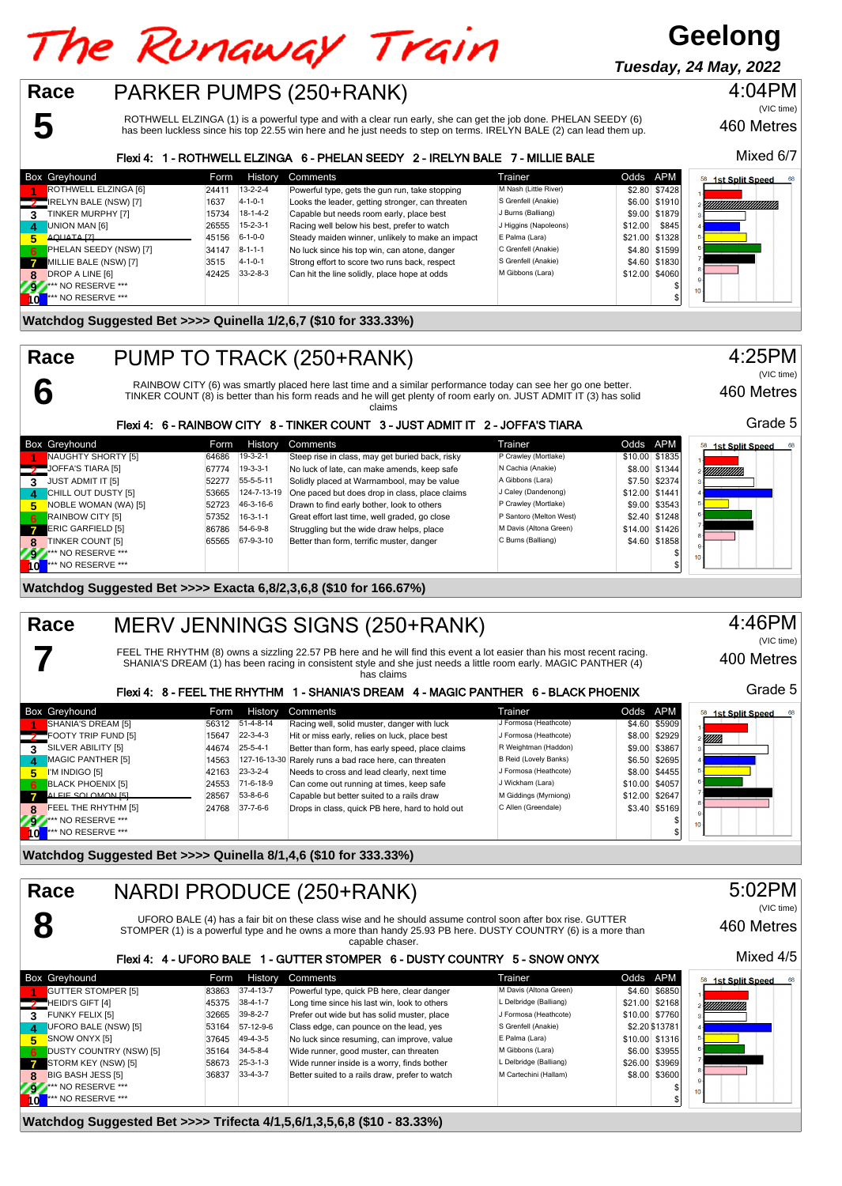# The Runaway Train

## Geelong

**Tuesday, 24 May, 2022**

## Race 5 — PARKER PUMPS (250+RANK)

4:04PM (VIC time) — 460 Metres — Mixed 6/7

ROTHWELL ELZINGA (1) is a powerful type and with a clear run early, she can get the job done. PHELAN SEEDY (6) has been luckless since his top 22.55 win here and he just needs to step on terms. IRELYN BALE (2) can lead them up.

**Flexi 4: 1 - ROTHWELL ELZINGA 6 - PHELAN SEEDY 2 - IRELYN BALE 7 - MILLIE BALE**

| Box | Greyhound | Form | History | Comments | Trainer | Odds | APM |
|---|---|---|---|---|---|---|---|
| 1 | ROTHWELL ELZINGA [6] | 24411 | 13-2-2-4 | Powerful type, gets the gun run, take stopping | M Nash (Little River) | $2.80 | $7428 |
| 2 | IRELYN BALE (NSW) [7] | 1637 | 4-1-0-1 | Looks the leader, getting stronger, can threaten | S Grenfell (Anakie) | $6.00 | $1910 |
| 3 | TINKER MURPHY [7] | 15734 | 18-1-4-2 | Capable but needs room early, place best | J Burns (Balliang) | $9.00 | $1879 |
| 4 | UNION MAN [6] | 26555 | 15-2-3-1 | Racing well below his best, prefer to watch | J Higgins (Napoleons) | $12.00 | $845 |
| 5 | AQUATA [7] | 45156 | 6-1-0-0 | Steady maiden winner, unlikely to make an impact | E Palma (Lara) | $21.00 | $1328 |
| 6 | PHELAN SEEDY (NSW) [7] | 34147 | 8-1-1-1 | No luck since his top win, can atone, danger | C Grenfell (Anakie) | $4.80 | $1599 |
| 7 | MILLIE BALE (NSW) [7] | 3515 | 4-1-0-1 | Strong effort to score two runs back, respect | S Grenfell (Anakie) | $4.60 | $1830 |
| 8 | DROP A LINE [6] | 42425 | 33-2-8-3 | Can hit the line solidly, place hope at odds | M Gibbons (Lara) | $12.00 | $4060 |
| 9 | *** NO RESERVE *** | | | | | | $ |
| 10 | *** NO RESERVE *** | | | | | | $ |

**Watchdog Suggested Bet >>>> Quinella 1/2,6,7 ($10 for 333.33%)**

## Race 6 — PUMP TO TRACK (250+RANK)

4:25PM (VIC time) — 460 Metres — Grade 5

RAINBOW CITY (6) was smartly placed here last time and a similar performance today can see her go one better. TINKER COUNT (8) is better than his form reads and he will get plenty of room early on. JUST ADMIT IT (3) has solid claims

**Flexi 4: 6 - RAINBOW CITY 8 - TINKER COUNT 3 - JUST ADMIT IT 2 - JOFFA'S TIARA**

| Box | Greyhound | Form | History | Comments | Trainer | Odds | APM |
|---|---|---|---|---|---|---|---|
| 1 | NAUGHTY SHORTY [5] | 64686 | 19-3-2-1 | Steep rise in class, may get buried back, risky | P Crawley (Mortlake) | $10.00 | $1835 |
| 2 | JOFFA'S TIARA [5] | 67774 | 19-3-3-1 | No luck of late, can make amends, keep safe | N Cachia (Anakie) | $8.00 | $1344 |
| 3 | JUST ADMIT IT [5] | 52277 | 55-5-5-11 | Solidly placed at Warrnambool, may be value | A Gibbons (Lara) | $7.50 | $2374 |
| 4 | CHILL OUT DUSTY [5] | 53665 | 124-7-13-19 | One paced but does drop in class, place claims | J Caley (Dandenong) | $12.00 | $1441 |
| 5 | NOBLE WOMAN (WA) [5] | 52723 | 46-3-16-6 | Drawn to find early bother, look to others | P Crawley (Mortlake) | $9.00 | $3543 |
| 6 | RAINBOW CITY [5] | 57352 | 16-3-1-1 | Great effort last time, well graded, go close | P Santoro (Melton West) | $2.40 | $1248 |
| 7 | ERIC GARFIELD [5] | 86786 | 54-6-9-8 | Struggling but the wide draw helps, place | M Davis (Altona Green) | $14.00 | $1426 |
| 8 | TINKER COUNT [5] | 65565 | 67-9-3-10 | Better than form, terrific muster, danger | C Burns (Balliang) | $4.60 | $1858 |
| 9 | *** NO RESERVE *** | | | | | | $ |
| 10 | *** NO RESERVE *** | | | | | | $ |

**Watchdog Suggested Bet >>>> Exacta 6,8/2,3,6,8 ($10 for 166.67%)**

## Race 7 — MERV JENNINGS SIGNS (250+RANK)

4:46PM (VIC time) — 400 Metres — Grade 5

FEEL THE RHYTHM (8) owns a sizzling 22.57 PB here and he will find this event a lot easier than his most recent racing. SHANIA'S DREAM (1) has been racing in consistent style and she just needs a little room early. MAGIC PANTHER (4) has claims

**Flexi 4: 8 - FEEL THE RHYTHM 1 - SHANIA'S DREAM 4 - MAGIC PANTHER 6 - BLACK PHOENIX**

| Box | Greyhound | Form | History | Comments | Trainer | Odds | APM |
|---|---|---|---|---|---|---|---|
| 1 | SHANIA'S DREAM [5] | 56312 | 51-4-8-14 | Racing well, solid muster, danger with luck | J Formosa (Heathcote) | $4.60 | $5909 |
| 2 | FOOTY TRIP FUND [5] | 15647 | 22-3-4-3 | Hit or miss early, relies on luck, place best | J Formosa (Heathcote) | $8.00 | $2929 |
| 3 | SILVER ABILITY [5] | 44674 | 25-5-4-1 | Better than form, has early speed, place claims | R Weightman (Haddon) | $9.00 | $3867 |
| 4 | MAGIC PANTHER [5] | 14563 | 127-16-13-30 | Rarely runs a bad race here, can threaten | B Reid (Lovely Banks) | $6.50 | $2695 |
| 5 | I'M INDIGO [5] | 42163 | 23-3-2-4 | Needs to cross and lead clearly, next time | J Formosa (Heathcote) | $8.00 | $4455 |
| 6 | BLACK PHOENIX [5] | 24553 | 71-6-18-9 | Can come out running at times, keep safe | J Wickham (Lara) | $10.00 | $4057 |
| 7 | ALFIE SOLOMON [5] | 28567 | 53-8-6-6 | Capable but better suited to a rails draw | M Giddings (Myrniong) | $12.00 | $2647 |
| 8 | FEEL THE RHYTHM [5] | 24768 | 37-7-6-6 | Drops in class, quick PB here, hard to hold out | C Allen (Greendale) | $3.40 | $5169 |
| 9 | *** NO RESERVE *** | | | | | | $ |
| 10 | *** NO RESERVE *** | | | | | | $ |

**Watchdog Suggested Bet >>>> Quinella 8/1,4,6 ($10 for 333.33%)**

## Race 8 — NARDI PRODUCE (250+RANK)

5:02PM (VIC time) — 460 Metres — Mixed 4/5

UFORO BALE (4) has a fair bit on these class wise and he should assume control soon after box rise. GUTTER STOMPER (1) is a powerful type and he owns a more than handy 25.93 PB here. DUSTY COUNTRY (6) is a more than capable chaser.

**Flexi 4: 4 - UFORO BALE 1 - GUTTER STOMPER 6 - DUSTY COUNTRY 5 - SNOW ONYX**

| Box | Greyhound | Form | History | Comments | Trainer | Odds | APM |
|---|---|---|---|---|---|---|---|
| 1 | GUTTER STOMPER [5] | 83863 | 37-4-13-7 | Powerful type, quick PB here, clear danger | M Davis (Altona Green) | $4.60 | $6850 |
| 2 | HEIDI'S GIFT [4] | 45375 | 38-4-1-7 | Long time since his last win, look to others | L Delbridge (Balliang) | $21.00 | $2168 |
| 3 | FUNKY FELIX [5] | 32665 | 39-8-2-7 | Prefer out wide but has solid muster, place | J Formosa (Heathcote) | $10.00 | $7760 |
| 4 | UFORO BALE (NSW) [5] | 53164 | 57-12-9-6 | Class edge, can pounce on the lead, yes | S Grenfell (Anakie) | $2.20 | $13781 |
| 5 | SNOW ONYX [5] | 37645 | 49-4-3-5 | No luck since resuming, can improve, value | E Palma (Lara) | $10.00 | $1316 |
| 6 | DUSTY COUNTRY (NSW) [5] | 35164 | 34-5-8-4 | Wide runner, good muster, can threaten | M Gibbons (Lara) | $6.00 | $3955 |
| 7 | STORM KEY (NSW) [5] | 58673 | 25-3-1-3 | Wide runner inside is a worry, finds bother | L Delbridge (Balliang) | $26.00 | $3969 |
| 8 | BIG BASH JESS [5] | 36837 | 33-4-3-7 | Better suited to a rails draw, prefer to watch | M Cartechini (Hallam) | $8.00 | $3600 |
| 9 | *** NO RESERVE *** | | | | | | $ |
| 10 | *** NO RESERVE *** | | | | | | $ |

**Watchdog Suggested Bet >>>> Trifecta 4/1,5,6/1,3,5,6,8 ($10 - 83.33%)**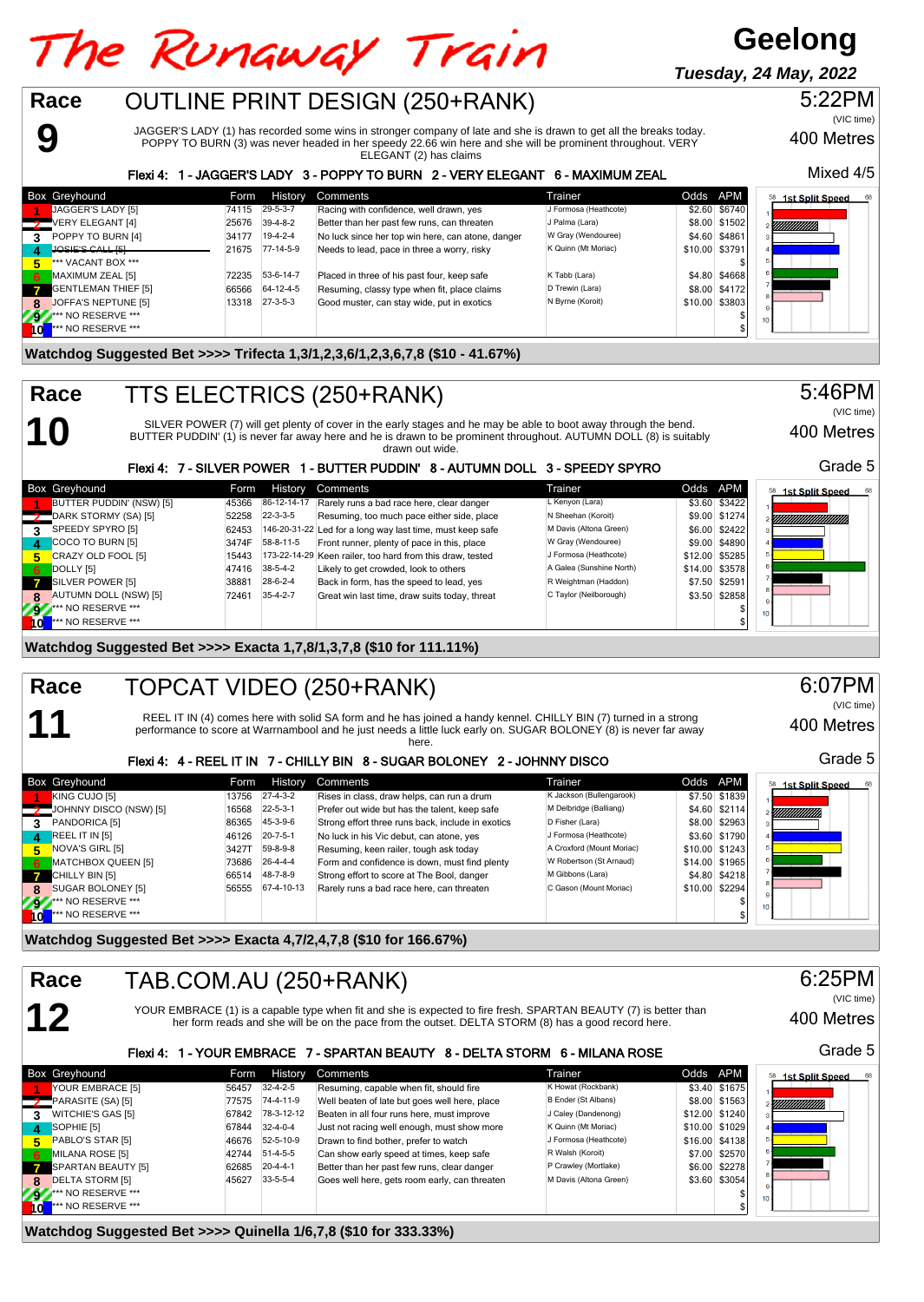# The Runaway Train

**Geelong**
**Tuesday, 24 May, 2022**

## Race 9 — OUTLINE PRINT DESIGN (250+RANK)

5:22PM (VIC time) — 400 Metres — Mixed 4/5

JAGGER'S LADY (1) has recorded some wins in stronger company of late and she is drawn to get all the breaks today. POPPY TO BURN (3) was never headed in her speedy 22.66 win here and she will be prominent throughout. VERY ELEGANT (2) has claims

**Flexi 4: 1 - JAGGER'S LADY 3 - POPPY TO BURN 2 - VERY ELEGANT 6 - MAXIMUM ZEAL**

| Box | Greyhound | Form | History | Comments | Trainer | Odds | APM |
|---|---|---|---|---|---|---|---|
| 1 | JAGGER'S LADY [5] | 74115 | 29-5-3-7 | Racing with confidence, well drawn, yes | J Formosa (Heathcote) | $2.60 | $6740 |
| 2 | VERY ELEGANT [4] | 25676 | 39-4-8-2 | Better than her past few runs, can threaten | J Palma (Lara) | $8.00 | $1502 |
| 3 | POPPY TO BURN [4] | 34177 | 19-4-2-4 | No luck since her top win here, can atone, danger | W Gray (Wendouree) | $4.60 | $4861 |
| 4 | JOSIE'S CALL [5] | 21675 | 77-14-5-9 | Needs to lead, pace in three a worry, risky | K Quinn (Mt Moriac) | $10.00 | $3791 |
| 5 | *** VACANT BOX *** | | | | | | $ |
| 6 | MAXIMUM ZEAL [5] | 72235 | 53-6-14-7 | Placed in three of his past four, keep safe | K Tabb (Lara) | $4.80 | $4668 |
| 7 | GENTLEMAN THIEF [5] | 66566 | 64-12-4-5 | Resuming, classy type when fit, place claims | D Trewin (Lara) | $8.00 | $4172 |
| 8 | JOFFA'S NEPTUNE [5] | 13318 | 27-3-5-3 | Good muster, can stay wide, put in exotics | N Byrne (Koroit) | $10.00 | $3803 |
| 9 | *** NO RESERVE *** | | | | | | $ |
| 10 | *** NO RESERVE *** | | | | | | $ |

**Watchdog Suggested Bet >>>> Trifecta 1,3/1,2,3,6/1,2,3,6,7,8 ($10 - 41.67%)**

## Race 10 — TTS ELECTRICS (250+RANK)

5:46PM (VIC time) — 400 Metres — Grade 5

SILVER POWER (7) will get plenty of cover in the early stages and he may be able to boot away through the bend. BUTTER PUDDIN' (1) is never far away here and he is drawn to be prominent throughout. AUTUMN DOLL (8) is suitably drawn out wide.

**Flexi 4: 7 - SILVER POWER 1 - BUTTER PUDDIN' 8 - AUTUMN DOLL 3 - SPEEDY SPYRO**

| Box | Greyhound | Form | History | Comments | Trainer | Odds | APM |
|---|---|---|---|---|---|---|---|
| 1 | BUTTER PUDDIN' (NSW) [5] | 45366 | 86-12-14-17 | Rarely runs a bad race here, clear danger | L Kenyon (Lara) | $3.60 | $3422 |
| 2 | DARK STORMY (SA) [5] | 52258 | 22-3-3-5 | Resuming, too much pace either side, place | N Sheehan (Koroit) | $9.00 | $1274 |
| 3 | SPEEDY SPYRO [5] | 62453 | 146-20-31-22 | Led for a long way last time, must keep safe | M Davis (Altona Green) | $6.00 | $2422 |
| 4 | COCO TO BURN [5] | 3474F | 58-8-11-5 | Front runner, plenty of pace in this, place | W Gray (Wendouree) | $9.00 | $4890 |
| 5 | CRAZY OLD FOOL [5] | 15443 | 173-22-14-29 | Keen railer, too hard from this draw, tested | J Formosa (Heathcote) | $12.00 | $5285 |
| 6 | DOLLY [5] | 47416 | 38-5-4-2 | Likely to get crowded, look to others | A Galea (Sunshine North) | $14.00 | $3578 |
| 7 | SILVER POWER [5] | 38881 | 28-6-2-4 | Back in form, has the speed to lead, yes | R Weightman (Haddon) | $7.50 | $2591 |
| 8 | AUTUMN DOLL (NSW) [5] | 72461 | 35-4-2-7 | Great win last time, draw suits today, threat | C Taylor (Neilborough) | $3.50 | $2858 |
| 9 | *** NO RESERVE *** | | | | | | $ |
| 10 | *** NO RESERVE *** | | | | | | $ |

**Watchdog Suggested Bet >>>> Exacta 1,7,8/1,3,7,8 ($10 for 111.11%)**

## Race 11 — TOPCAT VIDEO (250+RANK)

6:07PM (VIC time) — 400 Metres — Grade 5

REEL IT IN (4) comes here with solid SA form and he has joined a handy kennel. CHILLY BIN (7) turned in a strong performance to score at Warrnambool and he just needs a little luck early on. SUGAR BOLONEY (8) is never far away here.

**Flexi 4: 4 - REEL IT IN 7 - CHILLY BIN 8 - SUGAR BOLONEY 2 - JOHNNY DISCO**

| Box | Greyhound | Form | History | Comments | Trainer | Odds | APM |
|---|---|---|---|---|---|---|---|
| 1 | KING CUJO [5] | 13756 | 27-4-3-2 | Rises in class, draw helps, can run a drum | K Jackson (Bullengarook) | $7.50 | $1839 |
| 2 | JOHNNY DISCO (NSW) [5] | 16568 | 22-5-3-1 | Prefer out wide but has the talent, keep safe | M Delbridge (Balliang) | $4.60 | $2114 |
| 3 | PANDORICA [5] | 86365 | 45-3-9-6 | Strong effort three runs back, include in exotics | D Fisher (Lara) | $8.00 | $2963 |
| 4 | REEL IT IN [5] | 46126 | 20-7-5-1 | No luck in his Vic debut, can atone, yes | J Formosa (Heathcote) | $3.60 | $1790 |
| 5 | NOVA'S GIRL [5] | 3427T | 59-8-9-8 | Resuming, keen railer, tough ask today | A Croxford (Mount Moriac) | $10.00 | $1243 |
| 6 | MATCHBOX QUEEN [5] | 73686 | 26-4-4-4 | Form and confidence is down, must find plenty | W Robertson (St Arnaud) | $14.00 | $1965 |
| 7 | CHILLY BIN [5] | 66514 | 48-7-8-9 | Strong effort to score at The Bool, danger | M Gibbons (Lara) | $4.80 | $4218 |
| 8 | SUGAR BOLONEY [5] | 56555 | 67-4-10-13 | Rarely runs a bad race here, can threaten | C Gason (Mount Moriac) | $10.00 | $2294 |
| 9 | *** NO RESERVE *** | | | | | | $ |
| 10 | *** NO RESERVE *** | | | | | | $ |

**Watchdog Suggested Bet >>>> Exacta 4,7/2,4,7,8 ($10 for 166.67%)**

## Race 12 — TAB.COM.AU (250+RANK)

6:25PM (VIC time) — 400 Metres — Grade 5

YOUR EMBRACE (1) is a capable type when fit and she is expected to fire fresh. SPARTAN BEAUTY (7) is better than her form reads and she will be on the pace from the outset. DELTA STORM (8) has a good record here.

**Flexi 4: 1 - YOUR EMBRACE 7 - SPARTAN BEAUTY 8 - DELTA STORM 6 - MILANA ROSE**

| Box | Greyhound | Form | History | Comments | Trainer | Odds | APM |
|---|---|---|---|---|---|---|---|
| 1 | YOUR EMBRACE [5] | 56457 | 32-4-2-5 | Resuming, capable when fit, should fire | K Howat (Rockbank) | $3.40 | $1675 |
| 2 | PARASITE (SA) [5] | 77575 | 74-4-11-9 | Well beaten of late but goes well here, place | B Ender (St Albans) | $8.00 | $1563 |
| 3 | WITCHIE'S GAS [5] | 67842 | 78-3-12-12 | Beaten in all four runs here, must improve | J Caley (Dandenong) | $12.00 | $1240 |
| 4 | SOPHIE [5] | 67844 | 32-4-0-4 | Just not racing well enough, must show more | K Quinn (Mt Moriac) | $10.00 | $1029 |
| 5 | PABLO'S STAR [5] | 46676 | 52-5-10-9 | Drawn to find bother, prefer to watch | J Formosa (Heathcote) | $16.00 | $4138 |
| 6 | MILANA ROSE [5] | 42744 | 51-4-5-5 | Can show early speed at times, keep safe | R Walsh (Koroit) | $7.00 | $2570 |
| 7 | SPARTAN BEAUTY [5] | 62685 | 20-4-4-1 | Better than her past few runs, clear danger | P Crawley (Mortlake) | $6.00 | $2278 |
| 8 | DELTA STORM [5] | 45627 | 33-5-5-4 | Goes well here, gets room early, can threaten | M Davis (Altona Green) | $3.60 | $3054 |
| 9 | *** NO RESERVE *** | | | | | | $ |
| 10 | *** NO RESERVE *** | | | | | | $ |

**Watchdog Suggested Bet >>>> Quinella 1/6,7,8 ($10 for 333.33%)**